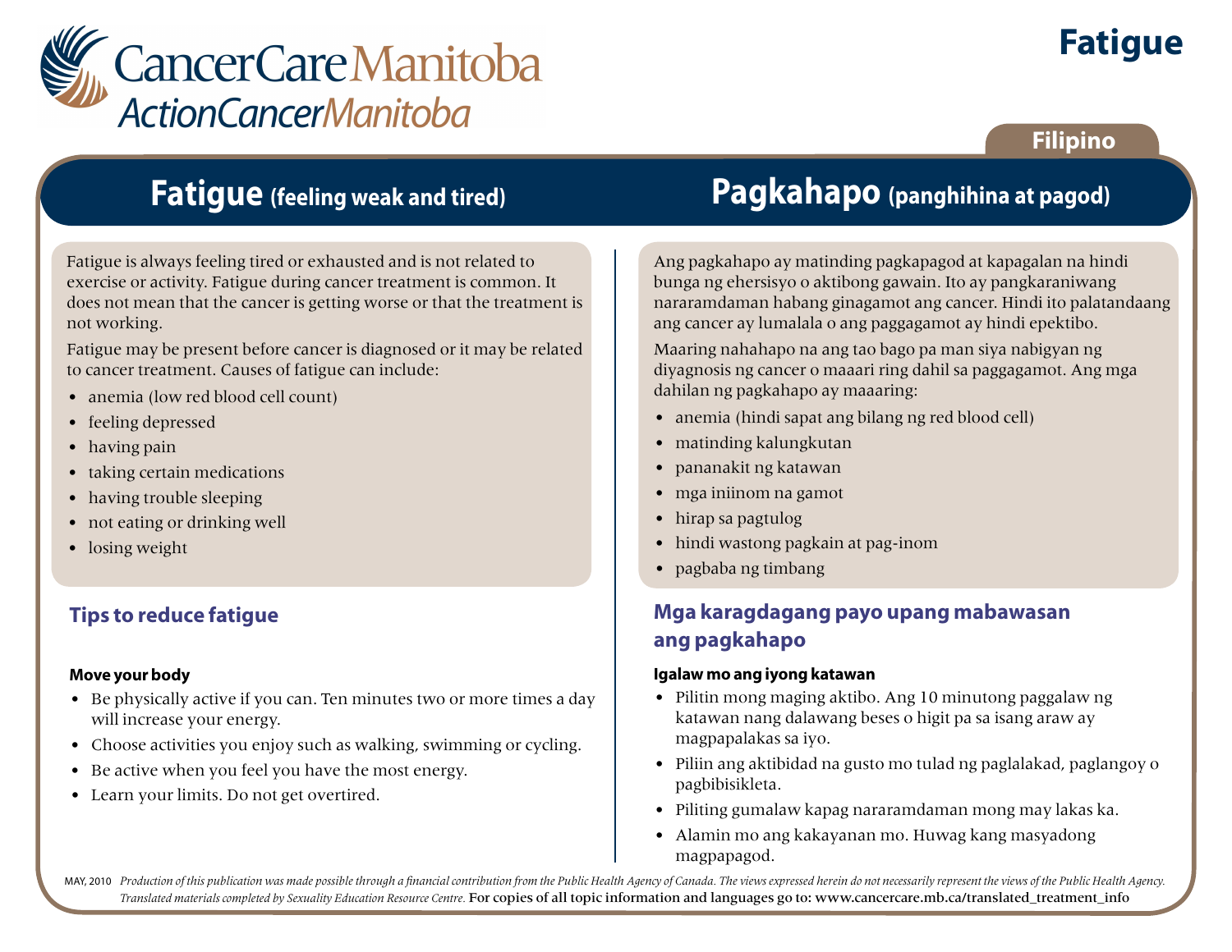# CancerCare Manitoba
## ActionCancerManitoba

# Fatigue

**Filipino**

## Fatigue (feeling weak and tired)

Fatigue is always feeling tired or exhausted and is not related to exercise or activity. Fatigue during cancer treatment is common. It does not mean that the cancer is getting worse or that the treatment is not working.

Fatigue may be present before cancer is diagnosed or it may be related to cancer treatment. Causes of fatigue can include:

- anemia (low red blood cell count)
- feeling depressed
- having pain
- taking certain medications
- having trouble sleeping
- not eating or drinking well
- losing weight

### Tips to reduce fatigue

**Move your body**

- Be physically active if you can. Ten minutes two or more times a day will increase your energy.
- Choose activities you enjoy such as walking, swimming or cycling.
- Be active when you feel you have the most energy.
- Learn your limits. Do not get overtired.

## Pagkahapo (panghihina at pagod)

Ang pagkahapo ay matinding pagkapagod at kapagalan na hindi bunga ng ehersisyo o aktibong gawain. Ito ay pangkaraniwang nararamdaman habang ginagamot ang cancer. Hindi ito palatandaang ang cancer ay lumalala o ang paggagamot ay hindi epektibo.

Maaring nahahapo na ang tao bago pa man siya nabigyan ng diyagnosis ng cancer o maaari ring dahil sa paggagamot. Ang mga dahilan ng pagkahapo ay maaaring:

- anemia (hindi sapat ang bilang ng red blood cell)
- matinding kalungkutan
- pananakit ng katawan
- mga iniinom na gamot
- hirap sa pagtulog
- hindi wastong pagkain at pag-inom
- pagbaba ng timbang

### Mga karagdagang payo upang mabawasan ang pagkahapo

**Igalaw mo ang iyong katawan**

- Pilitin mong maging aktibo. Ang 10 minutong paggalaw ng katawan nang dalawang beses o higit pa sa isang araw ay magpapalakas sa iyo.
- Piliin ang aktibidad na gusto mo tulad ng paglalakad, paglangoy o pagbibisikleta.
- Piliting gumalaw kapag nararamdaman mong may lakas ka.
- Alamin mo ang kakayanan mo. Huwag kang masyadong magpapagod.

MAY, 2010 *Production of this publication was made possible through a financial contribution from the Public Health Agency of Canada. The views expressed herein do not necessarily represent the views of the Public Health Agency. Translated materials completed by Sexuality Education Resource Centre.* For copies of all topic information and languages go to: www.cancercare.mb.ca/translated_treatment_info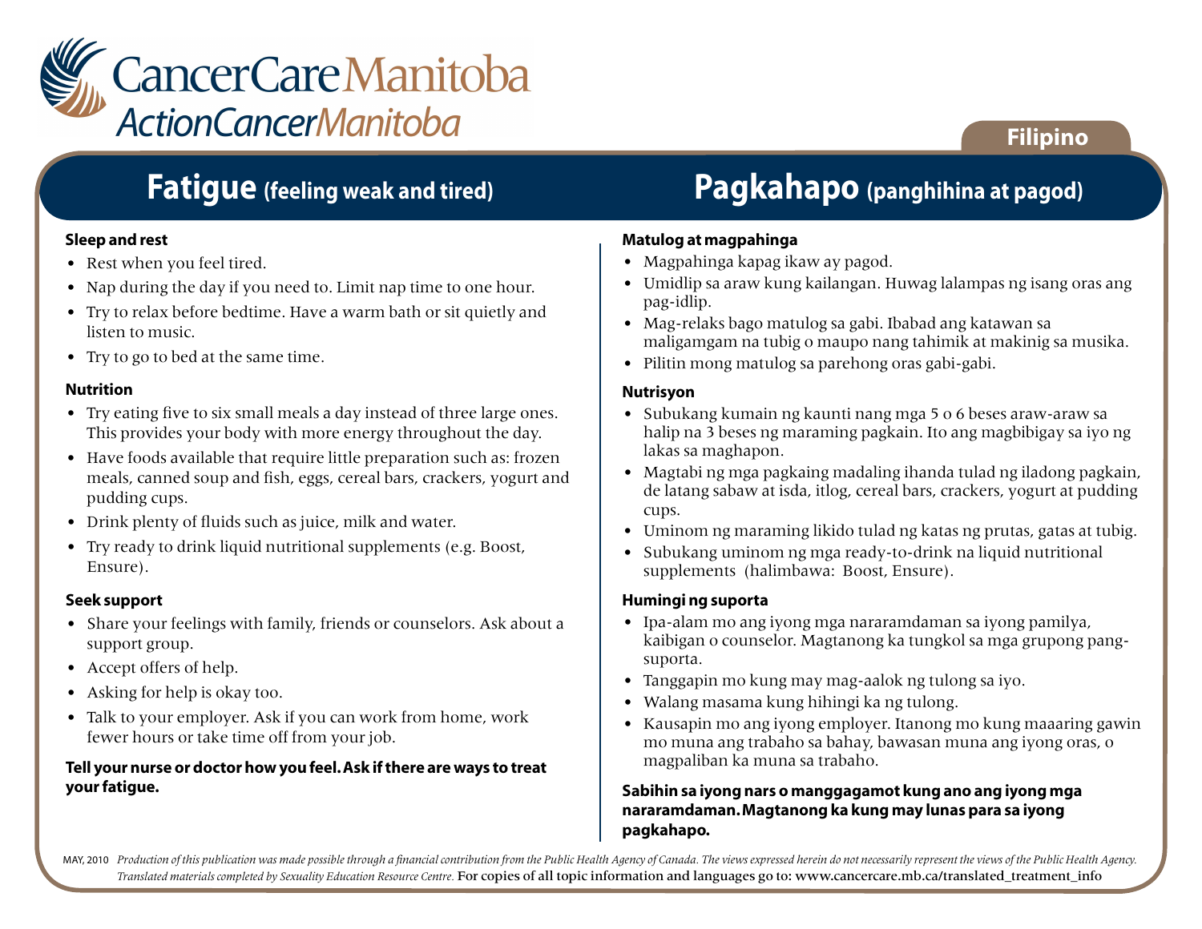CancerCare Manitoba
ActionCancerManitoba

Filipino

# Fatigue (feeling weak and tired)

### Sleep and rest

- Rest when you feel tired.
- Nap during the day if you need to. Limit nap time to one hour.
- Try to relax before bedtime. Have a warm bath or sit quietly and listen to music.
- Try to go to bed at the same time.

### Nutrition

- Try eating five to six small meals a day instead of three large ones. This provides your body with more energy throughout the day.
- Have foods available that require little preparation such as: frozen meals, canned soup and fish, eggs, cereal bars, crackers, yogurt and pudding cups.
- Drink plenty of fluids such as juice, milk and water.
- Try ready to drink liquid nutritional supplements (e.g. Boost, Ensure).

### Seek support

- Share your feelings with family, friends or counselors. Ask about a support group.
- Accept offers of help.
- Asking for help is okay too.
- Talk to your employer. Ask if you can work from home, work fewer hours or take time off from your job.

**Tell your nurse or doctor how you feel. Ask if there are ways to treat your fatigue.**

# Pagkahapo (panghihina at pagod)

### Matulog at magpahinga

- Magpahinga kapag ikaw ay pagod.
- Umidlip sa araw kung kailangan. Huwag lalampas ng isang oras ang pag-idlip.
- Mag-relaks bago matulog sa gabi. Ibabad ang katawan sa maligamgam na tubig o maupo nang tahimik at makinig sa musika.
- Pilitin mong matulog sa parehong oras gabi-gabi.

### Nutrisyon

- Subukang kumain ng kaunti nang mga 5 o 6 beses araw-araw sa halip na 3 beses ng maraming pagkain. Ito ang magbibigay sa iyo ng lakas sa maghapon.
- Magtabi ng mga pagkaing madaling ihanda tulad ng iladong pagkain, de latang sabaw at isda, itlog, cereal bars, crackers, yogurt at pudding cups.
- Uminom ng maraming likido tulad ng katas ng prutas, gatas at tubig.
- Subukang uminom ng mga ready-to-drink na liquid nutritional supplements (halimbawa: Boost, Ensure).

### Humingi ng suporta

- Ipa-alam mo ang iyong mga nararamdaman sa iyong pamilya, kaibigan o counselor. Magtanong ka tungkol sa mga grupong pang-suporta.
- Tanggapin mo kung may mag-aalok ng tulong sa iyo.
- Walang masama kung hihingi ka ng tulong.
- Kausapin mo ang iyong employer. Itanong mo kung maaaring gawin mo muna ang trabaho sa bahay, bawasan muna ang iyong oras, o magpaliban ka muna sa trabaho.

**Sabihin sa iyong nars o manggagamot kung ano ang iyong mga nararamdaman. Magtanong ka kung may lunas para sa iyong pagkahapo.**

MAY, 2010 *Production of this publication was made possible through a financial contribution from the Public Health Agency of Canada. The views expressed herein do not necessarily represent the views of the Public Health Agency. Translated materials completed by Sexuality Education Resource Centre.* For copies of all topic information and languages go to: www.cancercare.mb.ca/translated_treatment_info